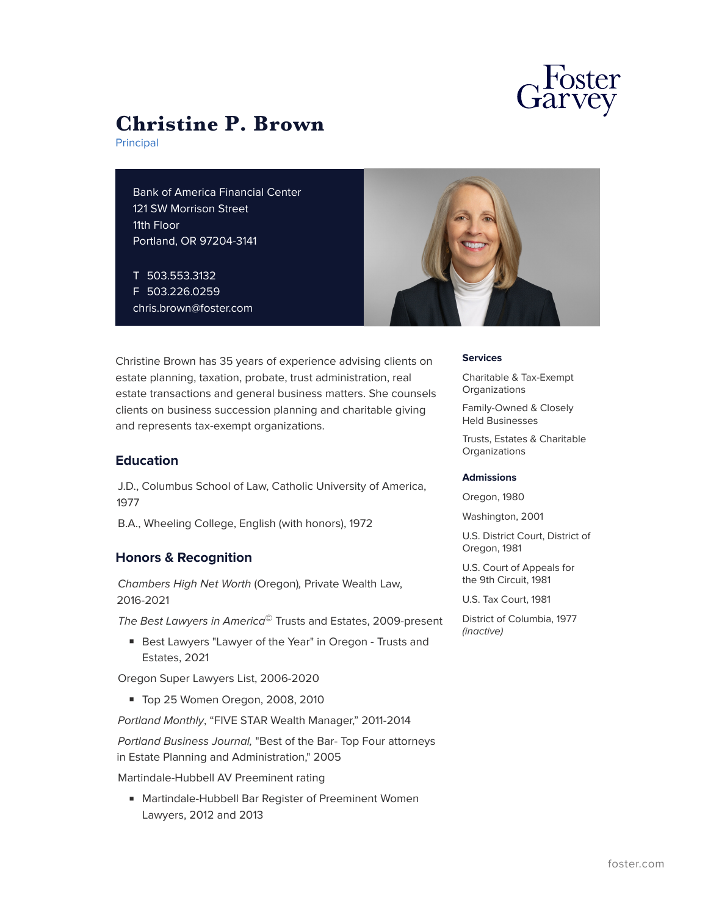# Christine P. Brown

Principal

Bank of America Financial Center
121 SW Morrison Street
11th Floor
Portland, OR 97204-3141

T 503.553.3132
F 503.226.0259
chris.brown@foster.com

Christine Brown has 35 years of experience advising clients on estate planning, taxation, probate, trust administration, real estate transactions and general business matters. She counsels clients on business succession planning and charitable giving and represents tax-exempt organizations.

## Education

J.D., Columbus School of Law, Catholic University of America, 1977

B.A., Wheeling College, English (with honors), 1972

## Honors & Recognition

*Chambers High Net Worth* (Oregon), Private Wealth Law, 2016-2021

*The Best Lawyers in America*© Trusts and Estates, 2009-present

- Best Lawyers "Lawyer of the Year" in Oregon - Trusts and Estates, 2021

Oregon Super Lawyers List, 2006-2020

- Top 25 Women Oregon, 2008, 2010

*Portland Monthly*, "FIVE STAR Wealth Manager," 2011-2014

*Portland Business Journal,* "Best of the Bar- Top Four attorneys in Estate Planning and Administration," 2005

Martindale-Hubbell AV Preeminent rating

- Martindale-Hubbell Bar Register of Preeminent Women Lawyers, 2012 and 2013

### Services

Charitable & Tax-Exempt Organizations

Family-Owned & Closely Held Businesses

Trusts, Estates & Charitable Organizations

### Admissions

Oregon, 1980

Washington, 2001

U.S. District Court, District of Oregon, 1981

U.S. Court of Appeals for the 9th Circuit, 1981

U.S. Tax Court, 1981

District of Columbia, 1977 *(inactive)*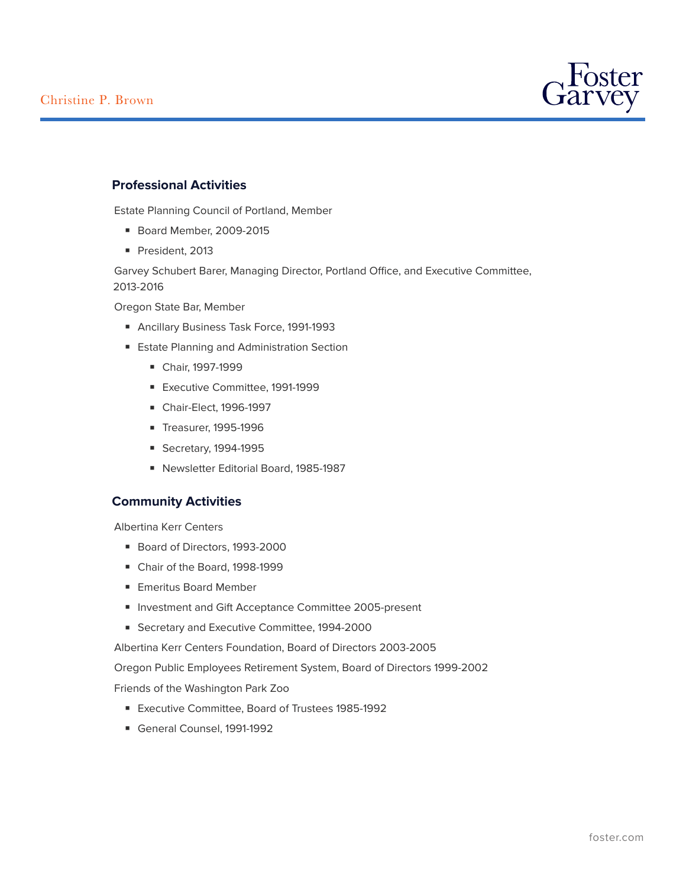## Professional Activities

Estate Planning Council of Portland, Member

- Board Member, 2009-2015
- President, 2013

Garvey Schubert Barer, Managing Director, Portland Office, and Executive Committee, 2013-2016

Oregon State Bar, Member

- Ancillary Business Task Force, 1991-1993
- Estate Planning and Administration Section
  - Chair, 1997-1999
  - Executive Committee, 1991-1999
  - Chair-Elect, 1996-1997
  - Treasurer, 1995-1996
  - Secretary, 1994-1995
  - Newsletter Editorial Board, 1985-1987

## Community Activities

Albertina Kerr Centers

- Board of Directors, 1993-2000
- Chair of the Board, 1998-1999
- Emeritus Board Member
- Investment and Gift Acceptance Committee 2005-present
- Secretary and Executive Committee, 1994-2000

Albertina Kerr Centers Foundation, Board of Directors 2003-2005

Oregon Public Employees Retirement System, Board of Directors 1999-2002

Friends of the Washington Park Zoo

- Executive Committee, Board of Trustees 1985-1992
- General Counsel, 1991-1992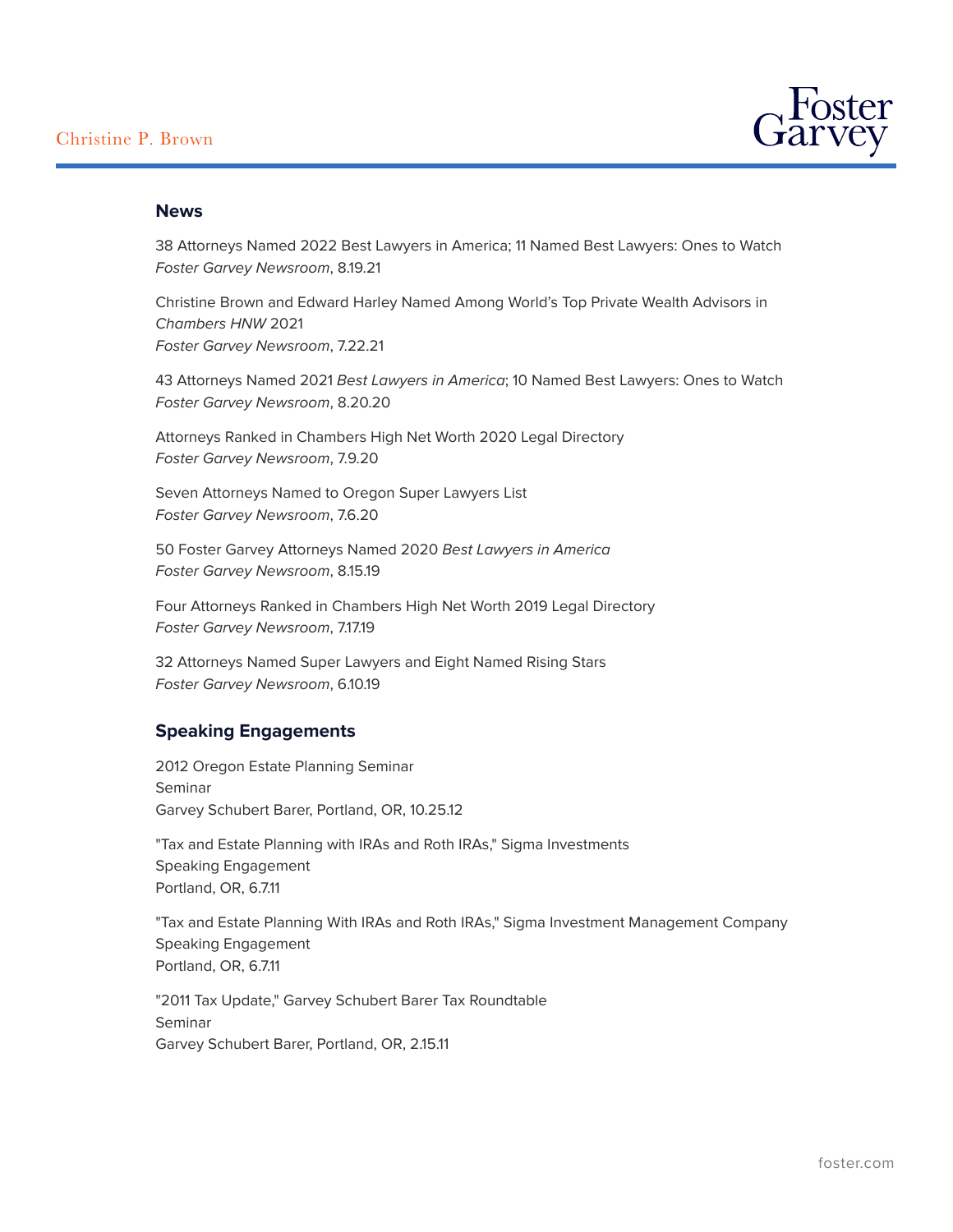## News

38 Attorneys Named 2022 Best Lawyers in America; 11 Named Best Lawyers: Ones to Watch
*Foster Garvey Newsroom*, 8.19.21

Christine Brown and Edward Harley Named Among World's Top Private Wealth Advisors in *Chambers HNW* 2021
*Foster Garvey Newsroom*, 7.22.21

43 Attorneys Named 2021 *Best Lawyers in America*; 10 Named Best Lawyers: Ones to Watch
*Foster Garvey Newsroom*, 8.20.20

Attorneys Ranked in Chambers High Net Worth 2020 Legal Directory
*Foster Garvey Newsroom*, 7.9.20

Seven Attorneys Named to Oregon Super Lawyers List
*Foster Garvey Newsroom*, 7.6.20

50 Foster Garvey Attorneys Named 2020 *Best Lawyers in America*
*Foster Garvey Newsroom*, 8.15.19

Four Attorneys Ranked in Chambers High Net Worth 2019 Legal Directory
*Foster Garvey Newsroom*, 7.17.19

32 Attorneys Named Super Lawyers and Eight Named Rising Stars
*Foster Garvey Newsroom*, 6.10.19

## Speaking Engagements

2012 Oregon Estate Planning Seminar
Seminar
Garvey Schubert Barer, Portland, OR, 10.25.12

"Tax and Estate Planning with IRAs and Roth IRAs," Sigma Investments
Speaking Engagement
Portland, OR, 6.7.11

"Tax and Estate Planning With IRAs and Roth IRAs," Sigma Investment Management Company
Speaking Engagement
Portland, OR, 6.7.11

"2011 Tax Update," Garvey Schubert Barer Tax Roundtable
Seminar
Garvey Schubert Barer, Portland, OR, 2.15.11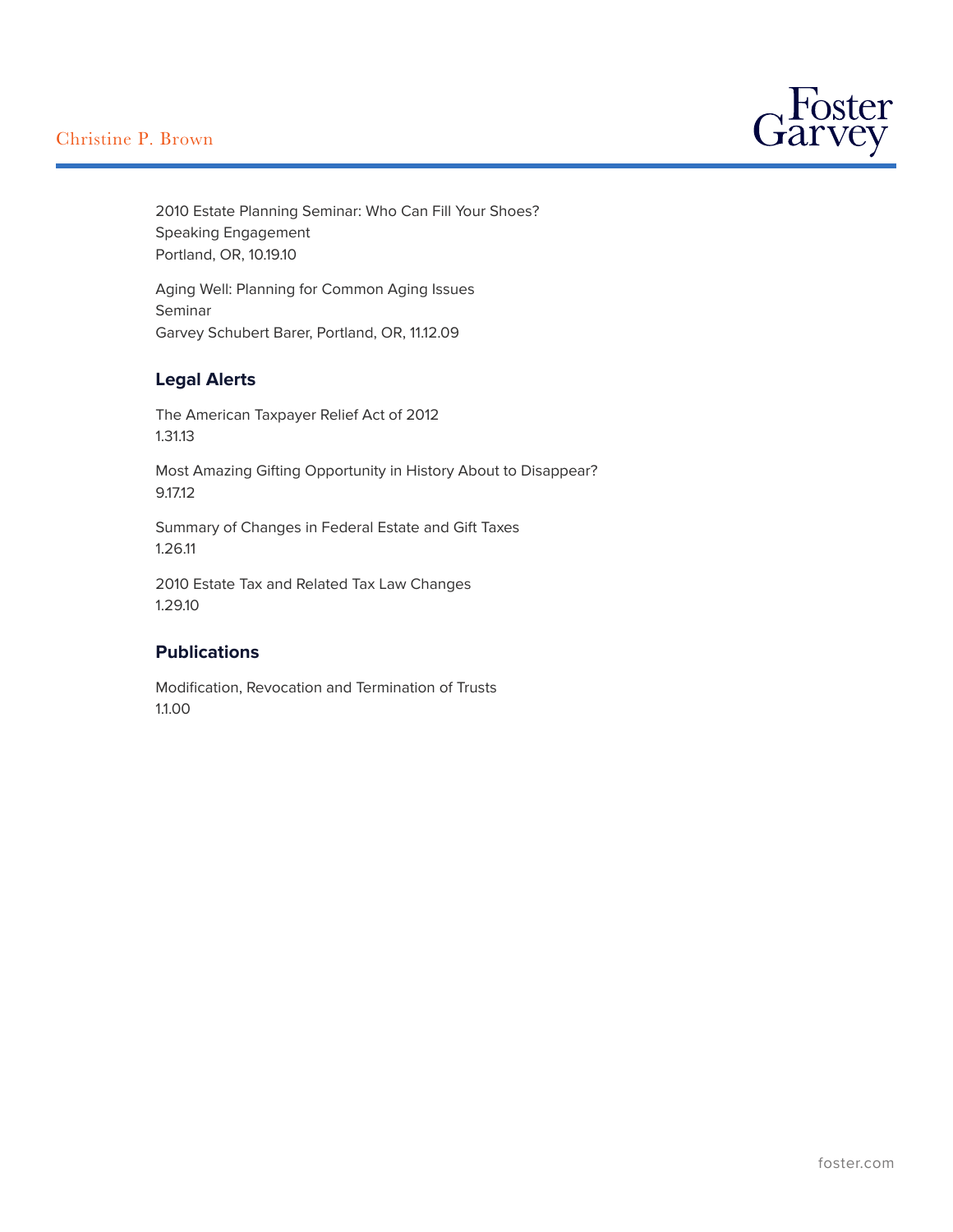2010 Estate Planning Seminar: Who Can Fill Your Shoes?
Speaking Engagement
Portland, OR, 10.19.10

Aging Well: Planning for Common Aging Issues
Seminar
Garvey Schubert Barer, Portland, OR, 11.12.09

## Legal Alerts

The American Taxpayer Relief Act of 2012
1.31.13

Most Amazing Gifting Opportunity in History About to Disappear?
9.17.12

Summary of Changes in Federal Estate and Gift Taxes
1.26.11

2010 Estate Tax and Related Tax Law Changes
1.29.10

## Publications

Modification, Revocation and Termination of Trusts
1.1.00